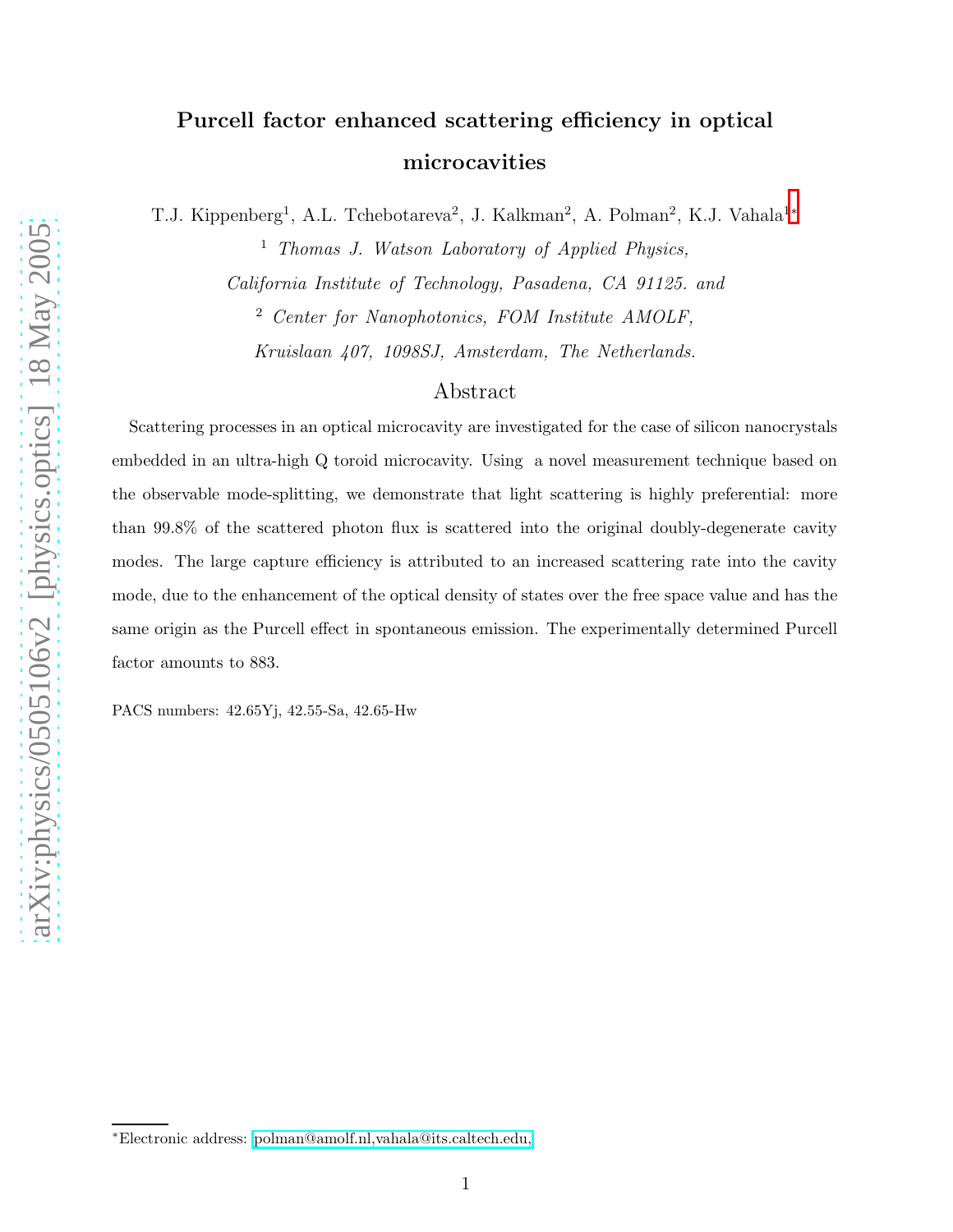# Purcell factor enhanced scattering efficiency in optical microcavities

T.J. Kippenberg[1], A.L. Tchebotareva[2], J. Kalkman[2], A. Polman[2], K.J. Vahala[1*]

[1] *Thomas J. Watson Laboratory of Applied Physics, California Institute of Technology, Pasadena, CA 91125. and*

[2] *Center for Nanophotonics, FOM Institute AMOLF, Kruislaan 407, 1098SJ, Amsterdam, The Netherlands.*

## Abstract

Scattering processes in an optical microcavity are investigated for the case of silicon nanocrystals embedded in an ultra-high Q toroid microcavity. Using a novel measurement technique based on the observable mode-splitting, we demonstrate that light scattering is highly preferential: more than 99.8% of the scattered photon flux is scattered into the original doubly-degenerate cavity modes. The large capture efficiency is attributed to an increased scattering rate into the cavity mode, due to the enhancement of the optical density of states over the free space value and has the same origin as the Purcell effect in spontaneous emission. The experimentally determined Purcell factor amounts to 883.

PACS numbers: 42.65Yj, 42.55-Sa, 42.65-Hw

---

*Electronic address: polman@amolf.nl,vahala@its.caltech.edu,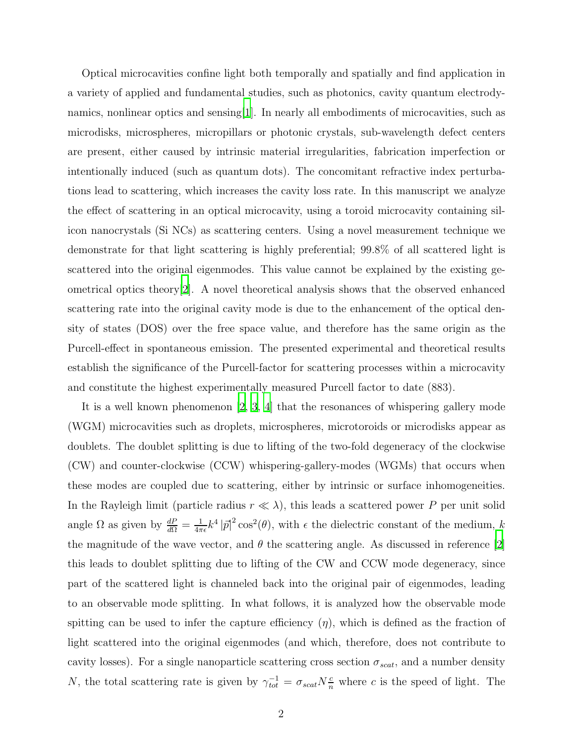Optical microcavities confine light both temporally and spatially and find application in a variety of applied and fundamental studies, such as photonics, cavity quantum electrodynamics, nonlinear optics and sensing[1]. In nearly all embodiments of microcavities, such as microdisks, microspheres, micropillars or photonic crystals, sub-wavelength defect centers are present, either caused by intrinsic material irregularities, fabrication imperfection or intentionally induced (such as quantum dots). The concomitant refractive index perturbations lead to scattering, which increases the cavity loss rate. In this manuscript we analyze the effect of scattering in an optical microcavity, using a toroid microcavity containing silicon nanocrystals (Si NCs) as scattering centers. Using a novel measurement technique we demonstrate for that light scattering is highly preferential; 99.8% of all scattered light is scattered into the original eigenmodes. This value cannot be explained by the existing geometrical optics theory[2]. A novel theoretical analysis shows that the observed enhanced scattering rate into the original cavity mode is due to the enhancement of the optical density of states (DOS) over the free space value, and therefore has the same origin as the Purcell-effect in spontaneous emission. The presented experimental and theoretical results establish the significance of the Purcell-factor for scattering processes within a microcavity and constitute the highest experimentally measured Purcell factor to date (883).

It is a well known phenomenon [2, 3, 4] that the resonances of whispering gallery mode (WGM) microcavities such as droplets, microspheres, microtoroids or microdisks appear as doublets. The doublet splitting is due to lifting of the two-fold degeneracy of the clockwise (CW) and counter-clockwise (CCW) whispering-gallery-modes (WGMs) that occurs when these modes are coupled due to scattering, either by intrinsic or surface inhomogeneities. In the Rayleigh limit (particle radius $r \ll \lambda$), this leads a scattered power $P$ per unit solid angle $\Omega$ as given by $\frac{dP}{d\Omega} = \frac{1}{4\pi\epsilon} k^4 \left|\vec{p}\right|^2 \cos^2(\theta)$, with $\epsilon$ the dielectric constant of the medium, $k$ the magnitude of the wave vector, and $\theta$ the scattering angle. As discussed in reference [2] this leads to doublet splitting due to lifting of the CW and CCW mode degeneracy, since part of the scattered light is channeled back into the original pair of eigenmodes, leading to an observable mode splitting. In what follows, it is analyzed how the observable mode spitting can be used to infer the capture efficiency ($\eta$), which is defined as the fraction of light scattered into the original eigenmodes (and which, therefore, does not contribute to cavity losses). For a single nanoparticle scattering cross section $\sigma_{scat}$, and a number density $N$, the total scattering rate is given by $\gamma_{tot}^{-1} = \sigma_{scat} N \frac{c}{n}$ where $c$ is the speed of light. The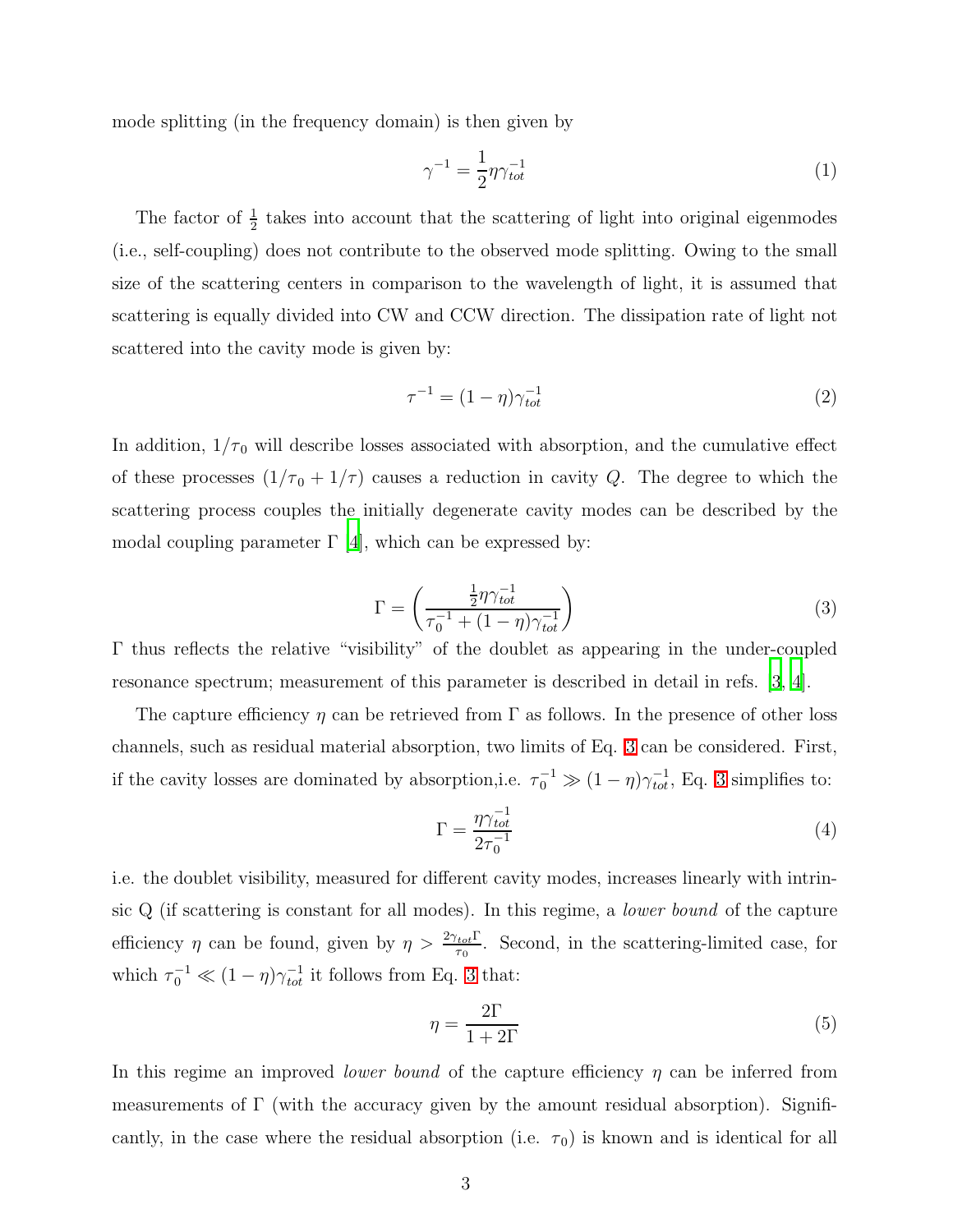mode splitting (in the frequency domain) is then given by

$$\gamma^{-1} = \frac{1}{2}\eta\gamma_{tot}^{-1} \tag{1}$$

The factor of $\frac{1}{2}$ takes into account that the scattering of light into original eigenmodes (i.e., self-coupling) does not contribute to the observed mode splitting. Owing to the small size of the scattering centers in comparison to the wavelength of light, it is assumed that scattering is equally divided into CW and CCW direction. The dissipation rate of light not scattered into the cavity mode is given by:

$$\tau^{-1} = (1-\eta)\gamma_{tot}^{-1} \tag{2}$$

In addition, $1/\tau_0$ will describe losses associated with absorption, and the cumulative effect of these processes $(1/\tau_0 + 1/\tau)$ causes a reduction in cavity $Q$. The degree to which the scattering process couples the initially degenerate cavity modes can be described by the modal coupling parameter $\Gamma$ [4], which can be expressed by:

$$\Gamma = \left( \frac{\frac{1}{2}\eta\gamma_{tot}^{-1}}{\tau_0^{-1} + (1-\eta)\gamma_{tot}^{-1}} \right) \tag{3}$$

$\Gamma$ thus reflects the relative "visibility" of the doublet as appearing in the under-coupled resonance spectrum; measurement of this parameter is described in detail in refs. [3, 4].

The capture efficiency $\eta$ can be retrieved from $\Gamma$ as follows. In the presence of other loss channels, such as residual material absorption, two limits of Eq. 3 can be considered. First, if the cavity losses are dominated by absorption,i.e. $\tau_0^{-1} \gg (1-\eta)\gamma_{tot}^{-1}$, Eq. 3 simplifies to:

$$\Gamma = \frac{\eta\gamma_{tot}^{-1}}{2\tau_0^{-1}} \tag{4}$$

i.e. the doublet visibility, measured for different cavity modes, increases linearly with intrinsic Q (if scattering is constant for all modes). In this regime, a *lower bound* of the capture efficiency $\eta$ can be found, given by $\eta > \frac{2\gamma_{tot}\Gamma}{\tau_0}$. Second, in the scattering-limited case, for which $\tau_0^{-1} \ll (1-\eta)\gamma_{tot}^{-1}$ it follows from Eq. 3 that:

$$\eta = \frac{2\Gamma}{1+2\Gamma} \tag{5}$$

In this regime an improved *lower bound* of the capture efficiency $\eta$ can be inferred from measurements of $\Gamma$ (with the accuracy given by the amount residual absorption). Significantly, in the case where the residual absorption (i.e. $\tau_0$) is known and is identical for all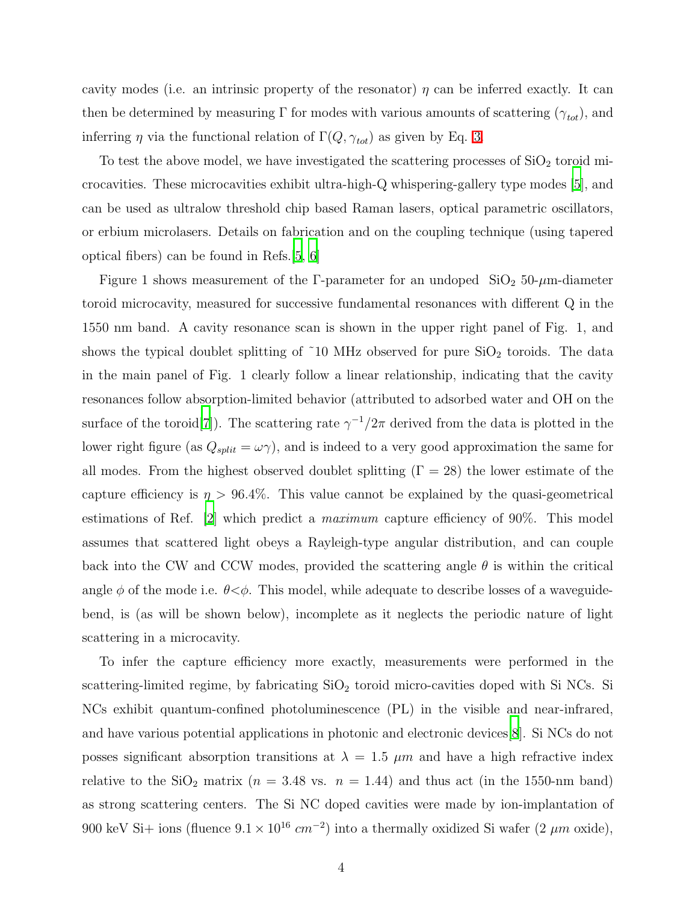cavity modes (i.e. an intrinsic property of the resonator) $\eta$ can be inferred exactly. It can then be determined by measuring $\Gamma$ for modes with various amounts of scattering ($\gamma_{tot}$), and inferring $\eta$ via the functional relation of $\Gamma(Q, \gamma_{tot})$ as given by Eq. 3.

To test the above model, we have investigated the scattering processes of $SiO_2$ toroid microcavities. These microcavities exhibit ultra-high-Q whispering-gallery type modes [5], and can be used as ultralow threshold chip based Raman lasers, optical parametric oscillators, or erbium microlasers. Details on fabrication and on the coupling technique (using tapered optical fibers) can be found in Refs.[5, 6]

Figure 1 shows measurement of the Γ-parameter for an undoped $SiO_2$ 50-$\mu$m-diameter toroid microcavity, measured for successive fundamental resonances with different Q in the 1550 nm band. A cavity resonance scan is shown in the upper right panel of Fig. 1, and shows the typical doublet splitting of ˜10 MHz observed for pure $SiO_2$ toroids. The data in the main panel of Fig. 1 clearly follow a linear relationship, indicating that the cavity resonances follow absorption-limited behavior (attributed to adsorbed water and OH on the surface of the toroid[7]). The scattering rate $\gamma^{-1}/2\pi$ derived from the data is plotted in the lower right figure (as $Q_{split} = \omega\gamma$), and is indeed to a very good approximation the same for all modes. From the highest observed doublet splitting ($\Gamma = 28$) the lower estimate of the capture efficiency is $\eta > 96.4\%$. This value cannot be explained by the quasi-geometrical estimations of Ref. [2] which predict a *maximum* capture efficiency of 90%. This model assumes that scattered light obeys a Rayleigh-type angular distribution, and can couple back into the CW and CCW modes, provided the scattering angle $\theta$ is within the critical angle $\phi$ of the mode i.e. $\theta < \phi$. This model, while adequate to describe losses of a waveguide-bend, is (as will be shown below), incomplete as it neglects the periodic nature of light scattering in a microcavity.

To infer the capture efficiency more exactly, measurements were performed in the scattering-limited regime, by fabricating $SiO_2$ toroid micro-cavities doped with Si NCs. Si NCs exhibit quantum-confined photoluminescence (PL) in the visible and near-infrared, and have various potential applications in photonic and electronic devices[8]. Si NCs do not posses significant absorption transitions at $\lambda = 1.5$ $\mu m$ and have a high refractive index relative to the $SiO_2$ matrix ($n = 3.48$ vs. $n = 1.44$) and thus act (in the 1550-nm band) as strong scattering centers. The Si NC doped cavities were made by ion-implantation of 900 keV Si+ ions (fluence $9.1 \times 10^{16}$ $cm^{-2}$) into a thermally oxidized Si wafer (2 $\mu m$ oxide),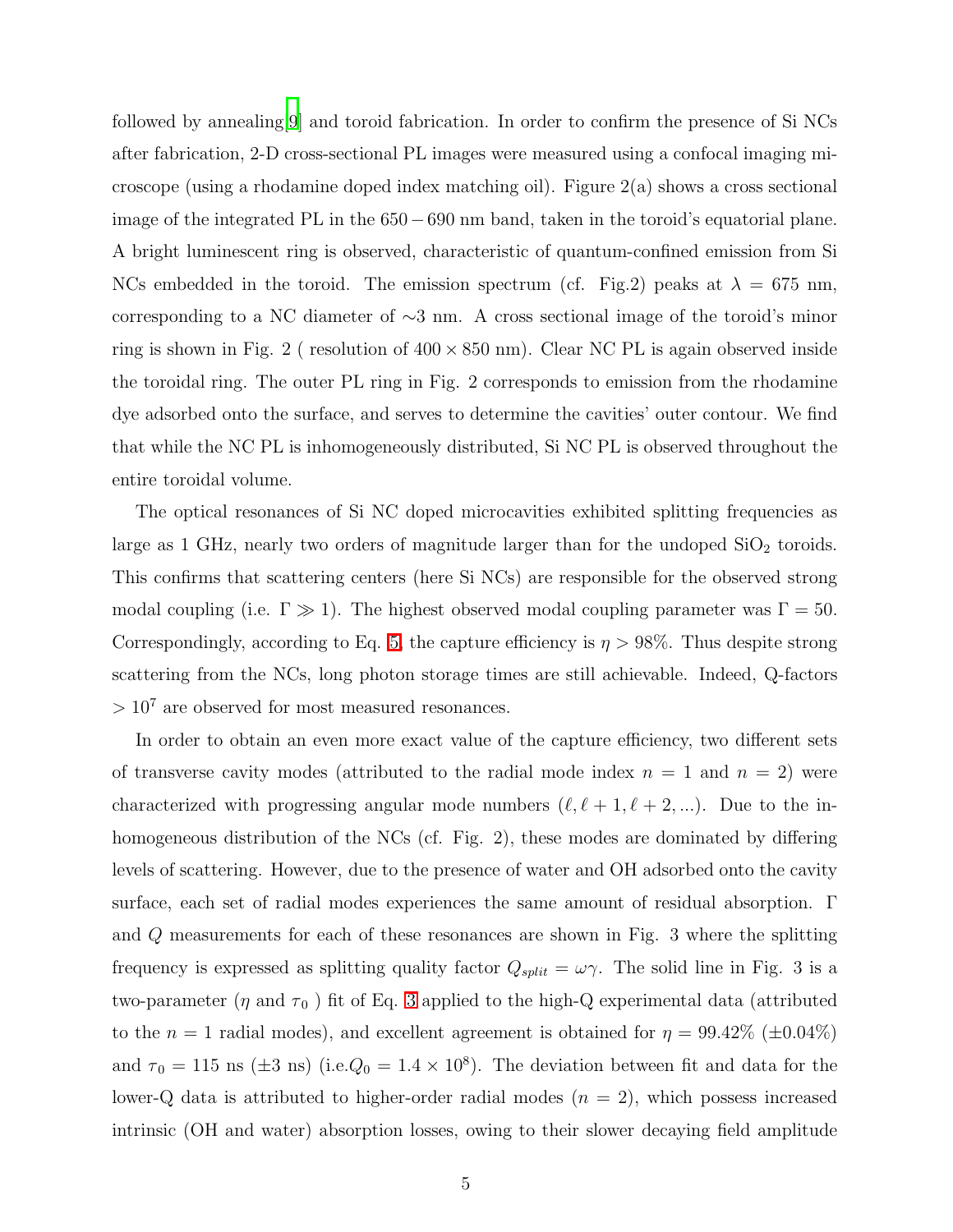followed by annealing[9] and toroid fabrication. In order to confirm the presence of Si NCs after fabrication, 2-D cross-sectional PL images were measured using a confocal imaging microscope (using a rhodamine doped index matching oil). Figure 2(a) shows a cross sectional image of the integrated PL in the $650-690$ nm band, taken in the toroid's equatorial plane. A bright luminescent ring is observed, characteristic of quantum-confined emission from Si NCs embedded in the toroid. The emission spectrum (cf. Fig.2) peaks at $\lambda = 675$ nm, corresponding to a NC diameter of $\sim$3 nm. A cross sectional image of the toroid's minor ring is shown in Fig. 2 ( resolution of $400 \times 850$ nm). Clear NC PL is again observed inside the toroidal ring. The outer PL ring in Fig. 2 corresponds to emission from the rhodamine dye adsorbed onto the surface, and serves to determine the cavities' outer contour. We find that while the NC PL is inhomogeneously distributed, Si NC PL is observed throughout the entire toroidal volume.

The optical resonances of Si NC doped microcavities exhibited splitting frequencies as large as 1 GHz, nearly two orders of magnitude larger than for the undoped $SiO_2$ toroids. This confirms that scattering centers (here Si NCs) are responsible for the observed strong modal coupling (i.e. $\Gamma \gg 1$). The highest observed modal coupling parameter was $\Gamma = 50$. Correspondingly, according to Eq. 5 the capture efficiency is $\eta > 98\%$. Thus despite strong scattering from the NCs, long photon storage times are still achievable. Indeed, Q-factors $> 10^7$ are observed for most measured resonances.

In order to obtain an even more exact value of the capture efficiency, two different sets of transverse cavity modes (attributed to the radial mode index $n = 1$ and $n = 2$) were characterized with progressing angular mode numbers $(\ell, \ell+1, \ell+2, ...)$. Due to the inhomogeneous distribution of the NCs (cf. Fig. 2), these modes are dominated by differing levels of scattering. However, due to the presence of water and OH adsorbed onto the cavity surface, each set of radial modes experiences the same amount of residual absorption. $\Gamma$ and $Q$ measurements for each of these resonances are shown in Fig. 3 where the splitting frequency is expressed as splitting quality factor $Q_{split} = \omega\gamma$. The solid line in Fig. 3 is a two-parameter ($\eta$ and $\tau_0$ ) fit of Eq. 3 applied to the high-Q experimental data (attributed to the $n = 1$ radial modes), and excellent agreement is obtained for $\eta = 99.42\%$ ($\pm 0.04\%$) and $\tau_0 = 115$ ns ($\pm 3$ ns) (i.e.$Q_0 = 1.4 \times 10^8$). The deviation between fit and data for the lower-Q data is attributed to higher-order radial modes ($n = 2$), which possess increased intrinsic (OH and water) absorption losses, owing to their slower decaying field amplitude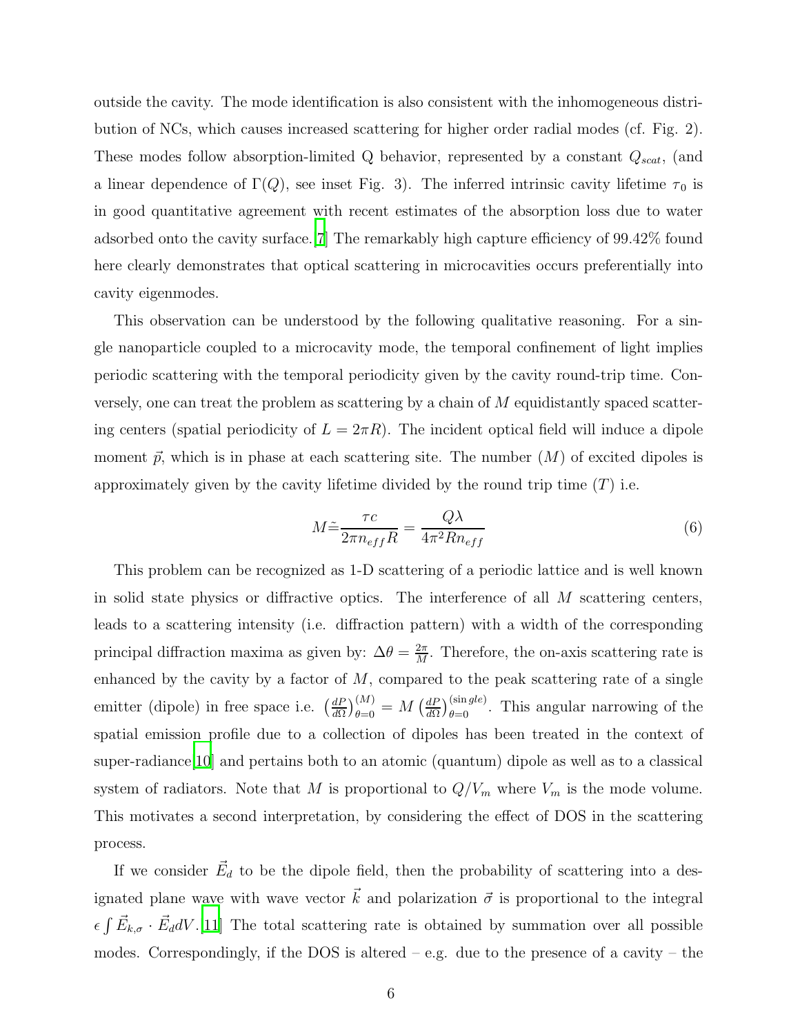outside the cavity. The mode identification is also consistent with the inhomogeneous distribution of NCs, which causes increased scattering for higher order radial modes (cf. Fig. 2). These modes follow absorption-limited Q behavior, represented by a constant $Q_{scat}$, (and a linear dependence of $\Gamma(Q)$, see inset Fig. 3). The inferred intrinsic cavity lifetime $\tau_0$ is in good quantitative agreement with recent estimates of the absorption loss due to water adsorbed onto the cavity surface.[7] The remarkably high capture efficiency of 99.42% found here clearly demonstrates that optical scattering in microcavities occurs preferentially into cavity eigenmodes.

This observation can be understood by the following qualitative reasoning. For a single nanoparticle coupled to a microcavity mode, the temporal confinement of light implies periodic scattering with the temporal periodicity given by the cavity round-trip time. Conversely, one can treat the problem as scattering by a chain of $M$ equidistantly spaced scattering centers (spatial periodicity of $L = 2\pi R$). The incident optical field will induce a dipole moment $\vec{p}$, which is in phase at each scattering site. The number ($M$) of excited dipoles is approximately given by the cavity lifetime divided by the round trip time ($T$) i.e.

$$M \tilde{=} \frac{\tau c}{2\pi n_{eff} R} = \frac{Q\lambda}{4\pi^2 R n_{eff}} \tag{6}$$

This problem can be recognized as 1-D scattering of a periodic lattice and is well known in solid state physics or diffractive optics. The interference of all $M$ scattering centers, leads to a scattering intensity (i.e. diffraction pattern) with a width of the corresponding principal diffraction maxima as given by: $\Delta\theta = \frac{2\pi}{M}$. Therefore, the on-axis scattering rate is enhanced by the cavity by a factor of $M$, compared to the peak scattering rate of a single emitter (dipole) in free space i.e. $\left(\frac{dP}{d\Omega}\right)_{\theta=0}^{(M)} = M\left(\frac{dP}{d\Omega}\right)_{\theta=0}^{(\text{single})}$. This angular narrowing of the spatial emission profile due to a collection of dipoles has been treated in the context of super-radiance[10] and pertains both to an atomic (quantum) dipole as well as to a classical system of radiators. Note that $M$ is proportional to $Q/V_m$ where $V_m$ is the mode volume. This motivates a second interpretation, by considering the effect of DOS in the scattering process.

If we consider $\vec{E}_d$ to be the dipole field, then the probability of scattering into a designated plane wave with wave vector $\vec{k}$ and polarization $\vec{\sigma}$ is proportional to the integral $\epsilon \int \vec{E}_{k,\sigma} \cdot \vec{E}_d dV$.[11] The total scattering rate is obtained by summation over all possible modes. Correspondingly, if the DOS is altered – e.g. due to the presence of a cavity – the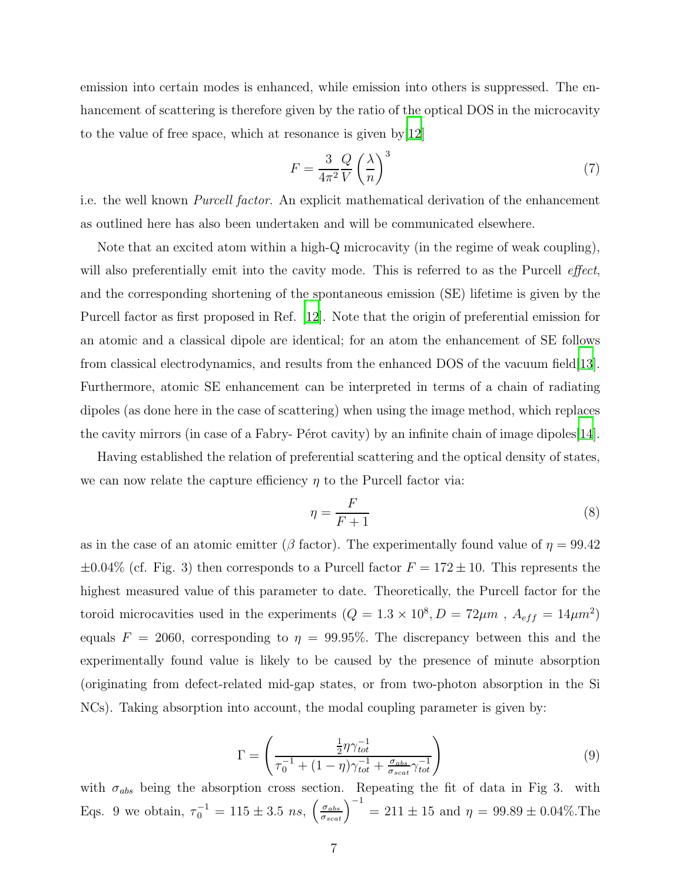emission into certain modes is enhanced, while emission into others is suppressed. The enhancement of scattering is therefore given by the ratio of the optical DOS in the microcavity to the value of free space, which at resonance is given by[12]

$$F = \frac{3}{4\pi^2}\frac{Q}{V}\left(\frac{\lambda}{n}\right)^3 \tag{7}$$

i.e. the well known *Purcell factor*. An explicit mathematical derivation of the enhancement as outlined here has also been undertaken and will be communicated elsewhere.

Note that an excited atom within a high-Q microcavity (in the regime of weak coupling), will also preferentially emit into the cavity mode. This is referred to as the Purcell *effect*, and the corresponding shortening of the spontaneous emission (SE) lifetime is given by the Purcell factor as first proposed in Ref. [12]. Note that the origin of preferential emission for an atomic and a classical dipole are identical; for an atom the enhancement of SE follows from classical electrodynamics, and results from the enhanced DOS of the vacuum field[13]. Furthermore, atomic SE enhancement can be interpreted in terms of a chain of radiating dipoles (as done here in the case of scattering) when using the image method, which replaces the cavity mirrors (in case of a Fabry- Pérot cavity) by an infinite chain of image dipoles[14].

Having established the relation of preferential scattering and the optical density of states, we can now relate the capture efficiency $\eta$ to the Purcell factor via:

$$\eta = \frac{F}{F+1} \tag{8}$$

as in the case of an atomic emitter ($\beta$ factor). The experimentally found value of $\eta = 99.42 \pm 0.04\%$ (cf. Fig. 3) then corresponds to a Purcell factor $F = 172 \pm 10$. This represents the highest measured value of this parameter to date. Theoretically, the Purcell factor for the toroid microcavities used in the experiments ($Q = 1.3 \times 10^8, D = 72\mu m$ , $A_{eff} = 14\mu m^2$) equals $F = 2060$, corresponding to $\eta = 99.95\%$. The discrepancy between this and the experimentally found value is likely to be caused by the presence of minute absorption (originating from defect-related mid-gap states, or from two-photon absorption in the Si NCs). Taking absorption into account, the modal coupling parameter is given by:

$$\Gamma = \left(\frac{\frac{1}{2}\eta\gamma_{tot}^{-1}}{\tau_0^{-1} + (1-\eta)\gamma_{tot}^{-1} + \frac{\sigma_{abs}}{\sigma_{scat}}\gamma_{tot}^{-1}}\right) \tag{9}$$

with $\sigma_{abs}$ being the absorption cross section. Repeating the fit of data in Fig 3. with Eqs. 9 we obtain, $\tau_0^{-1} = 115 \pm 3.5\ ns$, $\left(\frac{\sigma_{abs}}{\sigma_{scat}}\right)^{-1} = 211 \pm 15$ and $\eta = 99.89 \pm 0.04\%$.The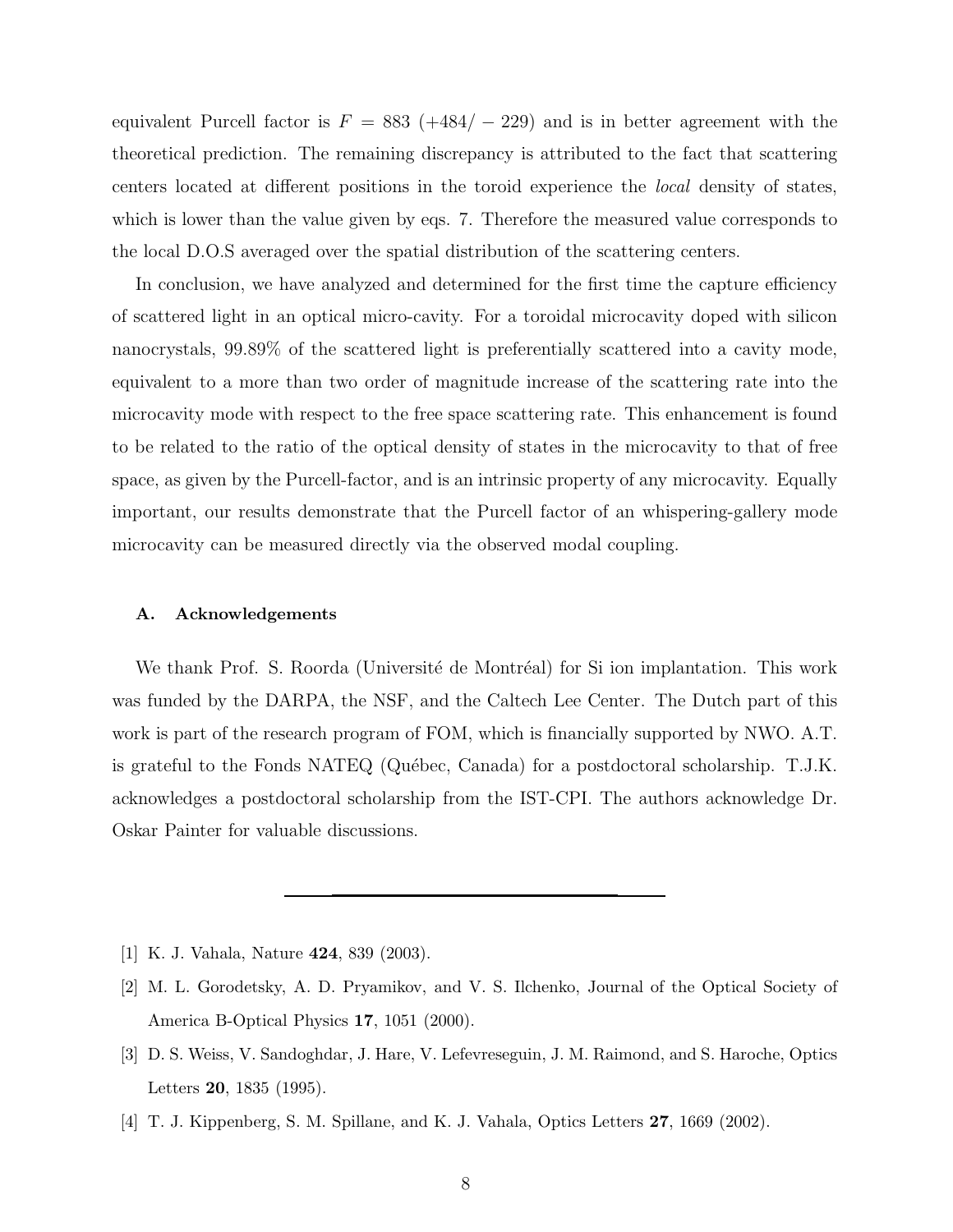equivalent Purcell factor is $F = 883$ $(+484/-229)$ and is in better agreement with the theoretical prediction. The remaining discrepancy is attributed to the fact that scattering centers located at different positions in the toroid experience the *local* density of states, which is lower than the value given by eqs. 7. Therefore the measured value corresponds to the local D.O.S averaged over the spatial distribution of the scattering centers.

In conclusion, we have analyzed and determined for the first time the capture efficiency of scattered light in an optical micro-cavity. For a toroidal microcavity doped with silicon nanocrystals, 99.89% of the scattered light is preferentially scattered into a cavity mode, equivalent to a more than two order of magnitude increase of the scattering rate into the microcavity mode with respect to the free space scattering rate. This enhancement is found to be related to the ratio of the optical density of states in the microcavity to that of free space, as given by the Purcell-factor, and is an intrinsic property of any microcavity. Equally important, our results demonstrate that the Purcell factor of an whispering-gallery mode microcavity can be measured directly via the observed modal coupling.

### A. Acknowledgements

We thank Prof. S. Roorda (Université de Montréal) for Si ion implantation. This work was funded by the DARPA, the NSF, and the Caltech Lee Center. The Dutch part of this work is part of the research program of FOM, which is financially supported by NWO. A.T. is grateful to the Fonds NATEQ (Québec, Canada) for a postdoctoral scholarship. T.J.K. acknowledges a postdoctoral scholarship from the IST-CPI. The authors acknowledge Dr. Oskar Painter for valuable discussions.

---

[1] K. J. Vahala, Nature **424**, 839 (2003).

[2] M. L. Gorodetsky, A. D. Pryamikov, and V. S. Ilchenko, Journal of the Optical Society of America B-Optical Physics **17**, 1051 (2000).

[3] D. S. Weiss, V. Sandoghdar, J. Hare, V. Lefevreseguin, J. M. Raimond, and S. Haroche, Optics Letters **20**, 1835 (1995).

[4] T. J. Kippenberg, S. M. Spillane, and K. J. Vahala, Optics Letters **27**, 1669 (2002).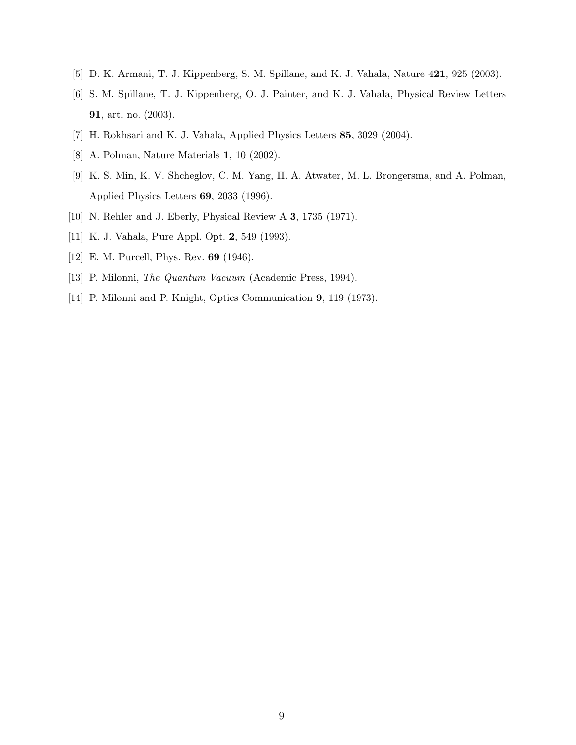[5] D. K. Armani, T. J. Kippenberg, S. M. Spillane, and K. J. Vahala, Nature **421**, 925 (2003).

[6] S. M. Spillane, T. J. Kippenberg, O. J. Painter, and K. J. Vahala, Physical Review Letters **91**, art. no. (2003).

[7] H. Rokhsari and K. J. Vahala, Applied Physics Letters **85**, 3029 (2004).

[8] A. Polman, Nature Materials **1**, 10 (2002).

[9] K. S. Min, K. V. Shcheglov, C. M. Yang, H. A. Atwater, M. L. Brongersma, and A. Polman, Applied Physics Letters **69**, 2033 (1996).

[10] N. Rehler and J. Eberly, Physical Review A **3**, 1735 (1971).

[11] K. J. Vahala, Pure Appl. Opt. **2**, 549 (1993).

[12] E. M. Purcell, Phys. Rev. **69** (1946).

[13] P. Milonni, *The Quantum Vacuum* (Academic Press, 1994).

[14] P. Milonni and P. Knight, Optics Communication **9**, 119 (1973).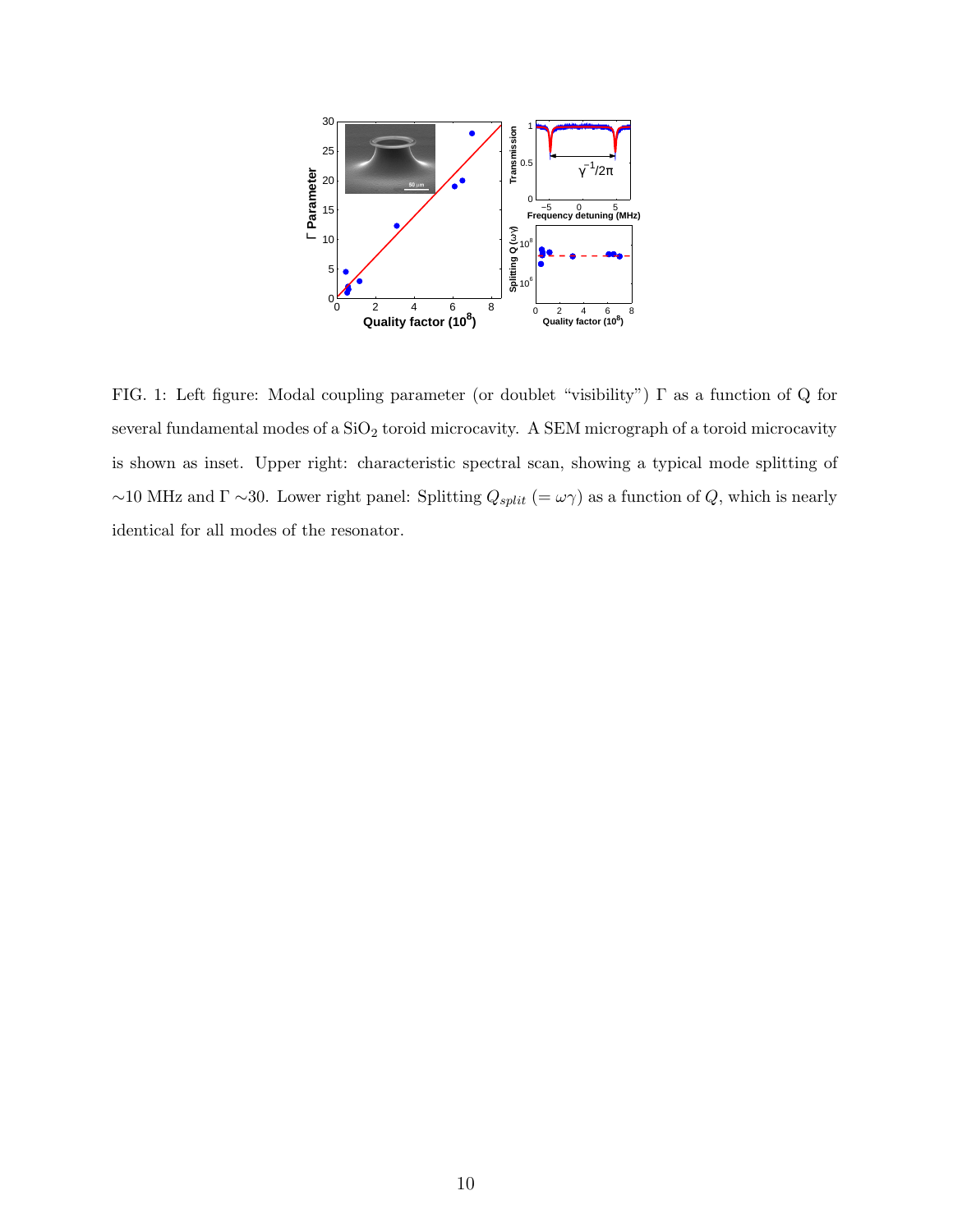FIG. 1: Left figure: Modal coupling parameter (or doublet "visibility") Γ as a function of Q for several fundamental modes of a $SiO_2$ toroid microcavity. A SEM micrograph of a toroid microcavity is shown as inset. Upper right: characteristic spectral scan, showing a typical mode splitting of ∼10 MHz and Γ ∼30. Lower right panel: Splitting $Q_{split}$ ($= \omega\gamma$) as a function of $Q$, which is nearly identical for all modes of the resonator.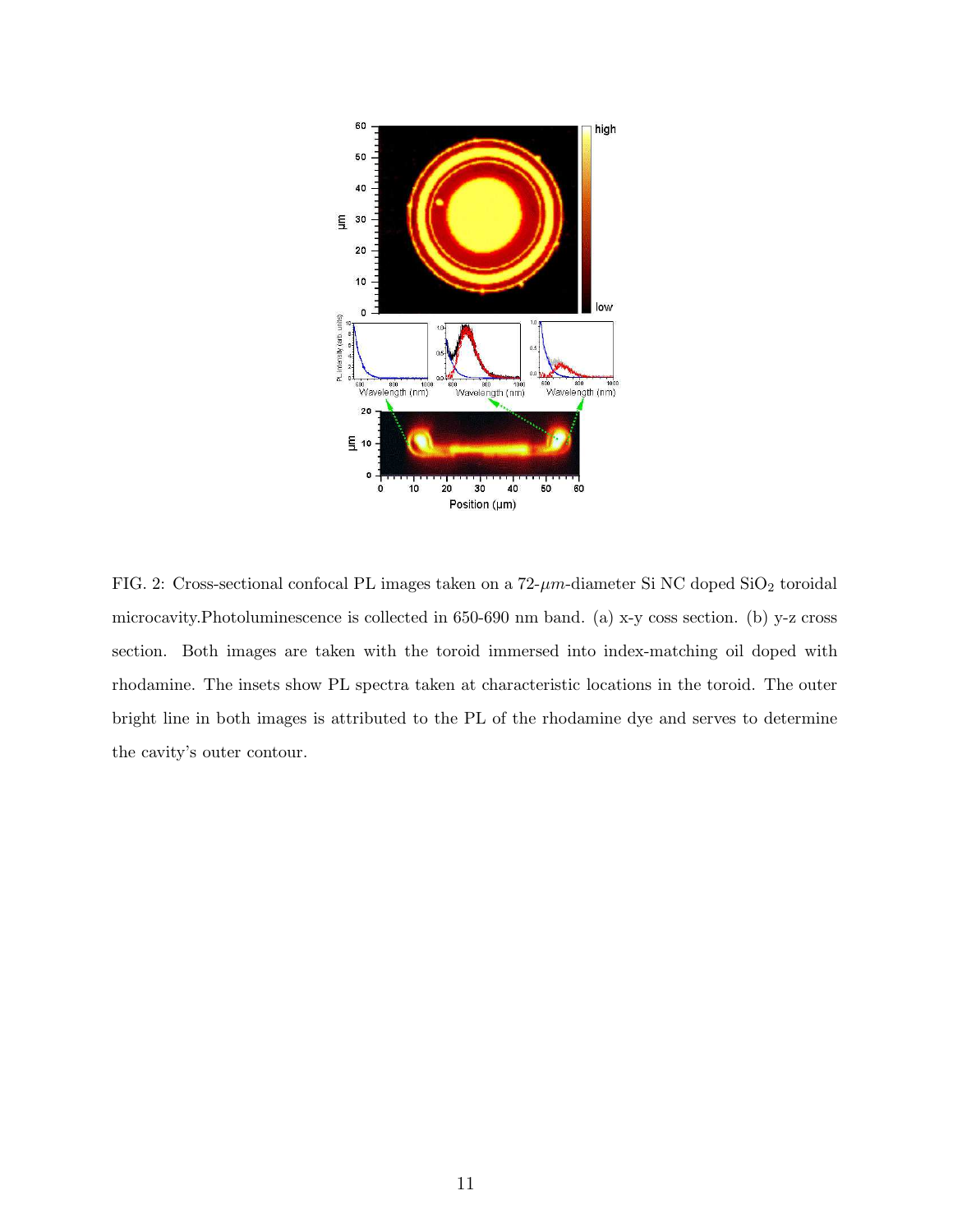FIG. 2: Cross-sectional confocal PL images taken on a 72-$\mu m$-diameter Si NC doped $SiO_2$ toroidal microcavity.Photoluminescence is collected in 650-690 nm band. (a) x-y coss section. (b) y-z cross section. Both images are taken with the toroid immersed into index-matching oil doped with rhodamine. The insets show PL spectra taken at characteristic locations in the toroid. The outer bright line in both images is attributed to the PL of the rhodamine dye and serves to determine the cavity's outer contour.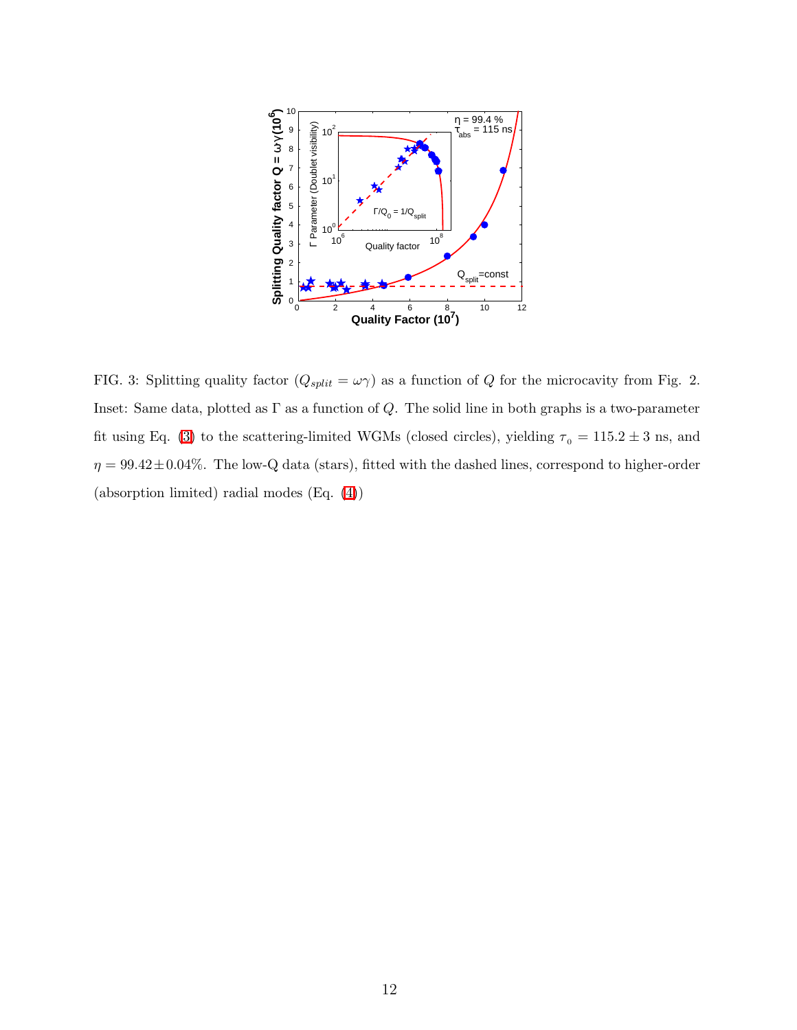η = 99.4 %
$\tau_{abs}$ = 115 ns

Splitting Quality factor Q = ωγ($10^6$)

Quality Factor ($10^7$)

$Q_{split}$=const

Γ Parameter (Doublet visibility)

Quality factor

$\Gamma/Q_0 = 1/Q_{split}$

FIG. 3: Splitting quality factor ($Q_{split} = \omega\gamma$) as a function of $Q$ for the microcavity from Fig. 2. Inset: Same data, plotted as $\Gamma$ as a function of $Q$. The solid line in both graphs is a two-parameter fit using Eq. (3) to the scattering-limited WGMs (closed circles), yielding $\tau_0 = 115.2 \pm 3$ ns, and $\eta = 99.42 \pm 0.04\%$. The low-Q data (stars), fitted with the dashed lines, correspond to higher-order (absorption limited) radial modes (Eq. (4))